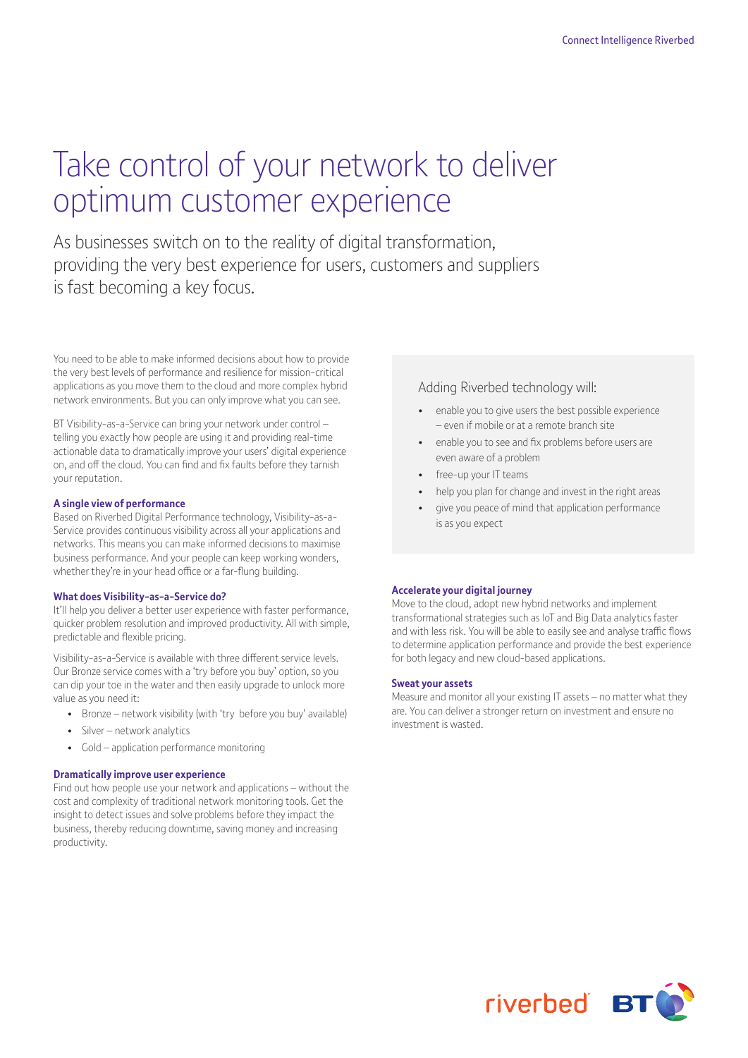# Take control of your network to deliver optimum customer experience

## As businesses switch on to the reality of digital transformation, providing the very best experience for users, customers and suppliers is fast becoming a key focus.

You need to be able to make informed decisions about how to provide the very best levels of performance and resilience for mission-critical applications as you move them to the cloud and more complex hybrid network environments. But you can only improve what you can see.

BT Visibility-as-a-Service can bring your network under control – telling you exactly how people are using it and providing real-time actionable data to dramatically improve your users' digital experience on, and off the cloud. You can find and fix faults before they tarnish your reputation.

### A single view of performance

Based on Riverbed Digital Performance technology, Visibility-as-a-Service provides continuous visibility across all your applications and networks. This means you can make informed decisions to maximise business performance. And your people can keep working wonders, whether they're in your head office or a far-flung building.

### What does Visibility-as-a-Service do?

It'll help you deliver a better user experience with faster performance, quicker problem resolution and improved productivity. All with simple, predictable and flexible pricing.

Visibility-as-a-Service is available with three different service levels. Our Bronze service comes with a 'try before you buy' option, so you can dip your toe in the water and then easily upgrade to unlock more value as you need it:

- Bronze – network visibility (with 'try before you buy' available)
- Silver – network analytics
- Gold – application performance monitoring

### Dramatically improve user experience

Find out how people use your network and applications – without the cost and complexity of traditional network monitoring tools. Get the insight to detect issues and solve problems before they impact the business, thereby reducing downtime, saving money and increasing productivity.

### Adding Riverbed technology will:

- enable you to give users the best possible experience – even if mobile or at a remote branch site
- enable you to see and fix problems before users are even aware of a problem
- free-up your IT teams
- help you plan for change and invest in the right areas
- give you peace of mind that application performance is as you expect

### Accelerate your digital journey

Move to the cloud, adopt new hybrid networks and implement transformational strategies such as IoT and Big Data analytics faster and with less risk. You will be able to easily see and analyse traffic flows to determine application performance and provide the best experience for both legacy and new cloud-based applications.

### Sweat your assets

Measure and monitor all your existing IT assets – no matter what they are. You can deliver a stronger return on investment and ensure no investment is wasted.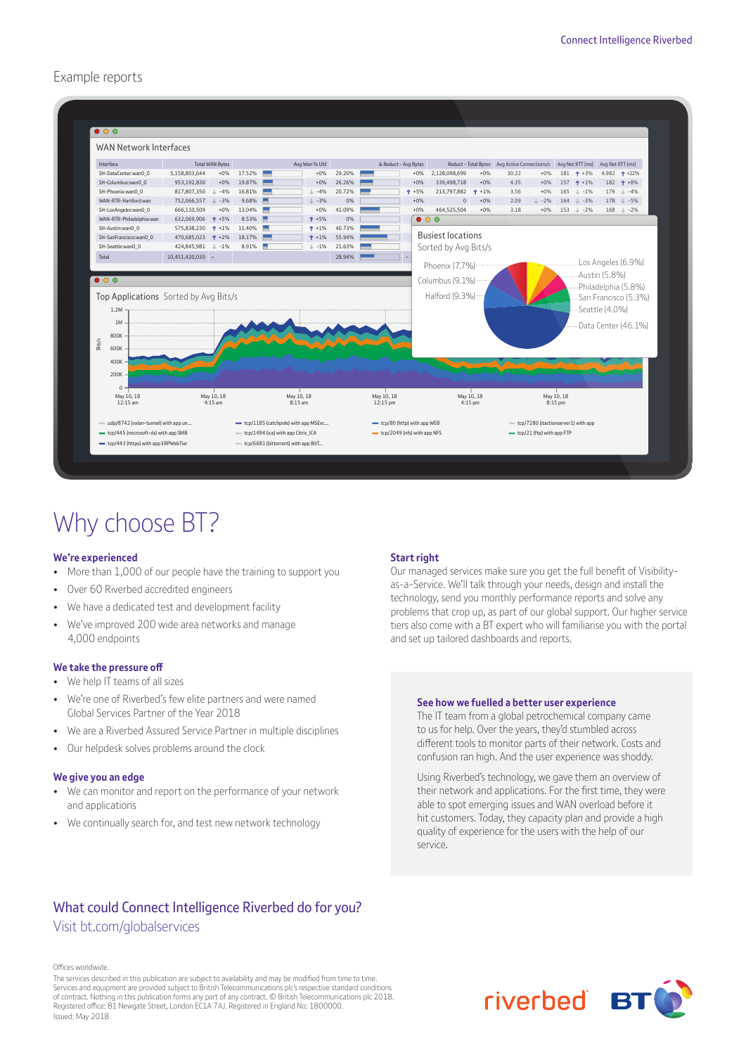## Example reports

WAN Network Interfaces

| Interface | Total WAN Bytes | | Avg Wan % Util | | & Reduct - Avg Bytes | | Reduct - Total Bytes | | Avg Active Connections/s | | Avg Net RTT (ms) | | Avg Net RTT (ms) | |
|---|---|---|---|---|---|---|---|---|---|---|---|---|---|---|
| SH-DataCenter:wan0_0 | 5,158,803,644 | +0% | 17.52% | +0% | 29.20% | +0% | 2,128,098,699 | +0% | 30.22 | +0% | 181 | +3% | 4,982 | +22% |
| SH-Columbus:wan0_0 | 953,192,830 | +0% | 19.87% | +0% | 26.26% | +0% | 339,498,718 | +0% | 4.35 | +0% | 157 | +1% | 182 | +8% |
| SH-Phoenix:wan0_0 | 817,807,350 | -4% | 16.81% | -4% | 20.72% | +5% | 213,797,882 | +1% | 3.56 | +0% | 165 | -1% | 179 | -4% |
| WAN-RTR-Hartford:wan | 752,066,557 | -3% | 9.68% | -3% | 0% | +0% | 0 | +0% | 2.09 | -2% | 164 | -3% | 178 | -5% |
| SH-LosAngeles:wan0_0 | 666,110,509 | +0% | 13.04% | +0% | 41.09% | +0% | 464,525,504 | +0% | 3.18 | +0% | 153 | -2% | 168 | -2% |
| WAN-RTR-Philadelphia:wan | 632,069,906 | +5% | 8.53% | +5% | 0% | | | | | | | | | |
| SH-Austin:wan0_0 | 575,838,230 | +1% | 11.40% | +1% | 40.73% | | | | | | | | | |
| SH-SanFrancisco:wan0_0 | 470,685,023 | +2% | 18.17% | +1% | 55.94% | | | | | | | | | |
| SH-Seattle:wan0_0 | 424,845,981 | -1% | 8.91% | -1% | 21.63% | | | | | | | | | |
| Total | 10,451,420,030 | - | | | 28.94% | - | | | | | | | | |

Busiest locations
Sorted by Avg Bits/s

Phoenix (7.7%)
Columbus (9.1%)
Halford (9.3%)
Los Angeles (6.9%)
Austin (5.8%)
Philadelphia (5.8%)
San Francisco (5.3%)
Seattle (4.0%)
Data Center (46.1%)

Top Applications Sorted by Avg Bits/s

Bits/s
1.2M
1M
800K
600K
400K
200K
0

May 10, 18 12:15 am
May 10, 18 4:15 am
May 10, 18 8:15 am
May 10, 18 12:15 pm
May 10, 18 4:15 pm
May 10, 18 8:15 pm

udp/8742 (wlan-tunnel) with app un...
tcp/445 (microsoft-ds) with app SMB
tcp/443 (https) with app ERPWebTier
tcp/1185 (catchpole) with app MSExc...
tcp/1494 (ica) with app Citrix_ICA
tcp/6681 (bittorrent) with app BitT...
tcp/80 (http) with app WEB
tcp/2049 (nfs) with app NFS
tcp/7280 (itactionserver1) with app
tcp/21 (ftp) with app FTP

# Why choose BT?

### We're experienced

- More than 1,000 of our people have the training to support you
- Over 60 Riverbed accredited engineers
- We have a dedicated test and development facility
- We've improved 200 wide area networks and manage 4,000 endpoints

### We take the pressure off

- We help IT teams of all sizes
- We're one of Riverbed's few elite partners and were named Global Services Partner of the Year 2018
- We are a Riverbed Assured Service Partner in multiple disciplines
- Our helpdesk solves problems around the clock

### We give you an edge

- We can monitor and report on the performance of your network and applications
- We continually search for, and test new network technology

### Start right

Our managed services make sure you get the full benefit of Visibility-as-a-Service. We'll talk through your needs, design and install the technology, send you monthly performance reports and solve any problems that crop up, as part of our global support. Our higher service tiers also come with a BT expert who will familiarise you with the portal and set up tailored dashboards and reports.

### See how we fuelled a better user experience

The IT team from a global petrochemical company came to us for help. Over the years, they'd stumbled across different tools to monitor parts of their network. Costs and confusion ran high. And the user experience was shoddy.

Using Riverbed's technology, we gave them an overview of their network and applications. For the first time, they were able to spot emerging issues and WAN overload before it hit customers. Today, they capacity plan and provide a high quality of experience for the users with the help of our service.

## What could Connect Intelligence Riverbed do for you?

Visit bt.com/globalservices

Offices worldwide.

The services described in this publication are subject to availability and may be modified from time to time. Services and equipment are provided subject to British Telecommunications plc's respective standard conditions of contract. Nothing in this publication forms any part of any contract. © British Telecommunications plc 2018. Registered office: 81 Newgate Street, London EC1A 7AJ. Registered in England No: 1800000.

Issued: May 2018